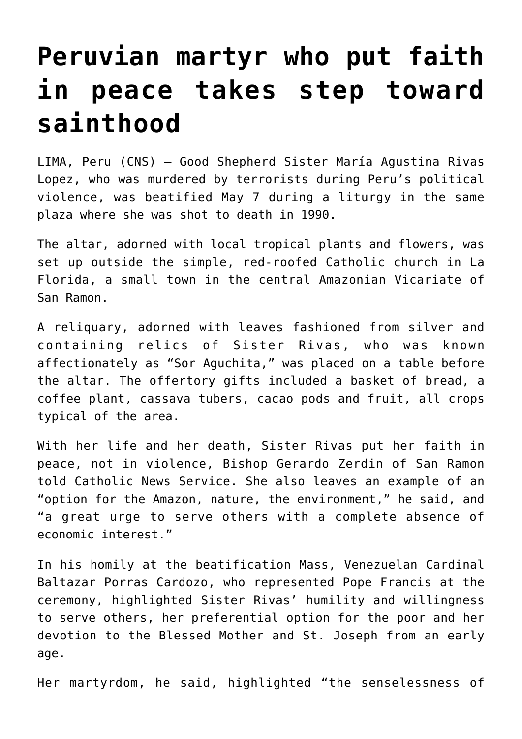# Peruvian martyr who put faith in peace takes step toward sainthood

LIMA, Peru (CNS) — Good Shepherd Sister María Agustina Rivas Lopez, who was murdered by terrorists during Peru's political violence, was beatified May 7 during a liturgy in the same plaza where she was shot to death in 1990.

The altar, adorned with local tropical plants and flowers, was set up outside the simple, red-roofed Catholic church in La Florida, a small town in the central Amazonian Vicariate of San Ramon.

A reliquary, adorned with leaves fashioned from silver and containing relics of Sister Rivas, who was known affectionately as "Sor Aguchita," was placed on a table before the altar. The offertory gifts included a basket of bread, a coffee plant, cassava tubers, cacao pods and fruit, all crops typical of the area.

With her life and her death, Sister Rivas put her faith in peace, not in violence, Bishop Gerardo Zerdin of San Ramon told Catholic News Service. She also leaves an example of an "option for the Amazon, nature, the environment," he said, and "a great urge to serve others with a complete absence of economic interest."

In his homily at the beatification Mass, Venezuelan Cardinal Baltazar Porras Cardozo, who represented Pope Francis at the ceremony, highlighted Sister Rivas' humility and willingness to serve others, her preferential option for the poor and her devotion to the Blessed Mother and St. Joseph from an early age.

Her martyrdom, he said, highlighted "the senselessness of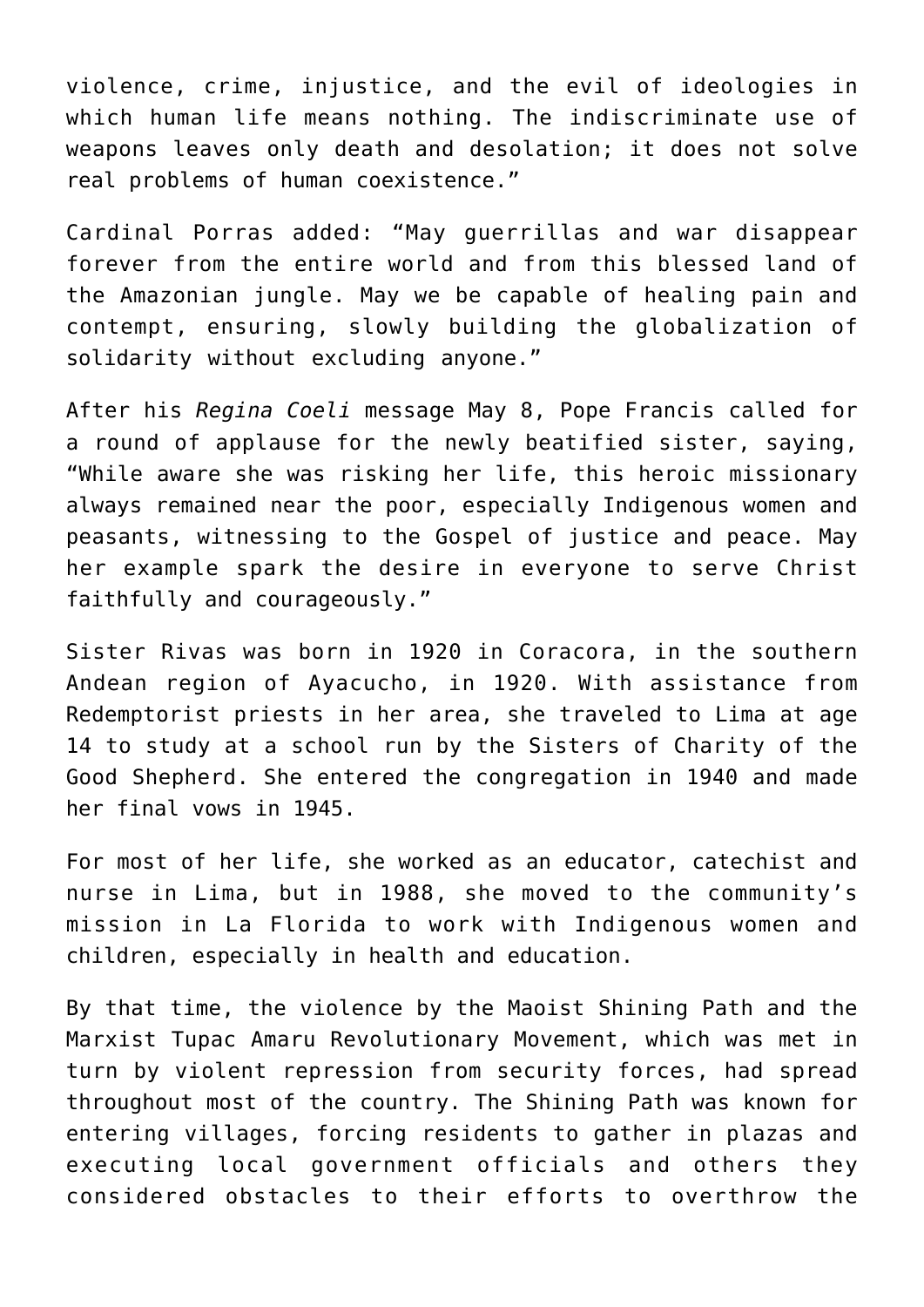violence, crime, injustice, and the evil of ideologies in which human life means nothing. The indiscriminate use of weapons leaves only death and desolation; it does not solve real problems of human coexistence."

Cardinal Porras added: "May guerrillas and war disappear forever from the entire world and from this blessed land of the Amazonian jungle. May we be capable of healing pain and contempt, ensuring, slowly building the globalization of solidarity without excluding anyone."

After his *Regina Coeli* message May 8, Pope Francis called for a round of applause for the newly beatified sister, saying, "While aware she was risking her life, this heroic missionary always remained near the poor, especially Indigenous women and peasants, witnessing to the Gospel of justice and peace. May her example spark the desire in everyone to serve Christ faithfully and courageously."

Sister Rivas was born in 1920 in Coracora, in the southern Andean region of Ayacucho, in 1920. With assistance from Redemptorist priests in her area, she traveled to Lima at age 14 to study at a school run by the Sisters of Charity of the Good Shepherd. She entered the congregation in 1940 and made her final vows in 1945.

For most of her life, she worked as an educator, catechist and nurse in Lima, but in 1988, she moved to the community's mission in La Florida to work with Indigenous women and children, especially in health and education.

By that time, the violence by the Maoist Shining Path and the Marxist Tupac Amaru Revolutionary Movement, which was met in turn by violent repression from security forces, had spread throughout most of the country. The Shining Path was known for entering villages, forcing residents to gather in plazas and executing local government officials and others they considered obstacles to their efforts to overthrow the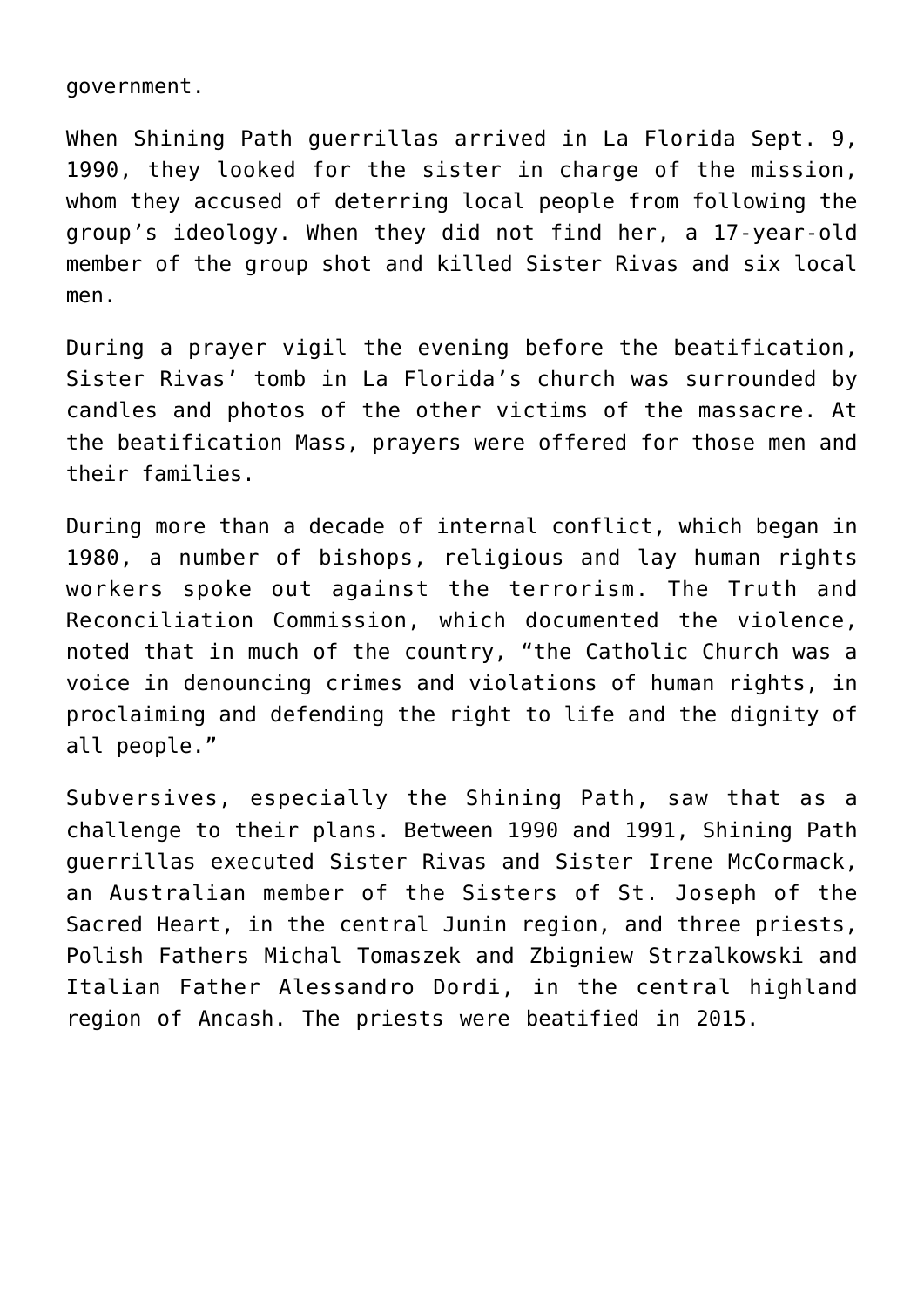government.

When Shining Path guerrillas arrived in La Florida Sept. 9, 1990, they looked for the sister in charge of the mission, whom they accused of deterring local people from following the group's ideology. When they did not find her, a 17-year-old member of the group shot and killed Sister Rivas and six local men.

During a prayer vigil the evening before the beatification, Sister Rivas' tomb in La Florida's church was surrounded by candles and photos of the other victims of the massacre. At the beatification Mass, prayers were offered for those men and their families.

During more than a decade of internal conflict, which began in 1980, a number of bishops, religious and lay human rights workers spoke out against the terrorism. The Truth and Reconciliation Commission, which documented the violence, noted that in much of the country, "the Catholic Church was a voice in denouncing crimes and violations of human rights, in proclaiming and defending the right to life and the dignity of all people."

Subversives, especially the Shining Path, saw that as a challenge to their plans. Between 1990 and 1991, Shining Path guerrillas executed Sister Rivas and Sister Irene McCormack, an Australian member of the Sisters of St. Joseph of the Sacred Heart, in the central Junin region, and three priests, Polish Fathers Michal Tomaszek and Zbigniew Strzalkowski and Italian Father Alessandro Dordi, in the central highland region of Ancash. The priests were beatified in 2015.